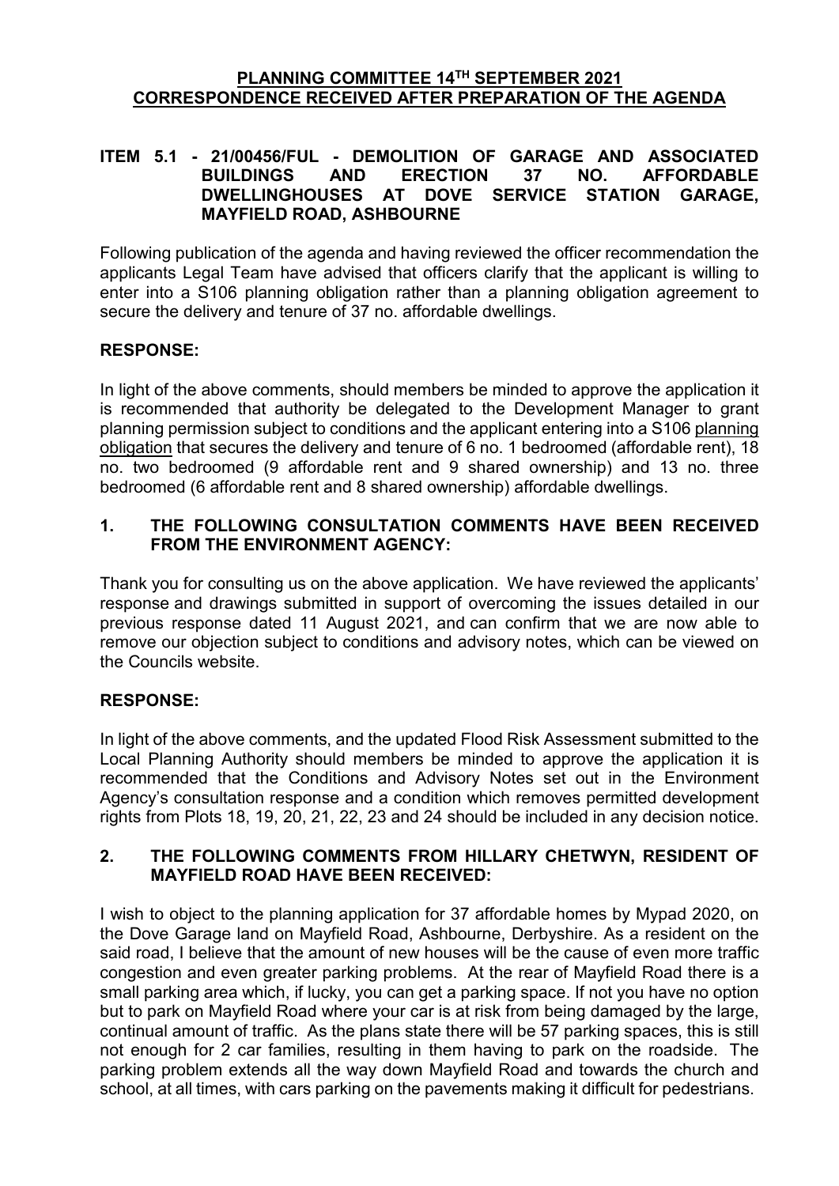# PLANNING COMMITTEE 14TH SEPTEMBER 2021
# CORRESPONDENCE RECEIVED AFTER PREPARATION OF THE AGENDA

## ITEM 5.1 - 21/00456/FUL - DEMOLITION OF GARAGE AND ASSOCIATED BUILDINGS AND ERECTION 37 NO. AFFORDABLE DWELLINGHOUSES AT DOVE SERVICE STATION GARAGE, MAYFIELD ROAD, ASHBOURNE

Following publication of the agenda and having reviewed the officer recommendation the applicants Legal Team have advised that officers clarify that the applicant is willing to enter into a S106 planning obligation rather than a planning obligation agreement to secure the delivery and tenure of 37 no. affordable dwellings.

**RESPONSE:**

In light of the above comments, should members be minded to approve the application it is recommended that authority be delegated to the Development Manager to grant planning permission subject to conditions and the applicant entering into a S106 planning obligation that secures the delivery and tenure of 6 no. 1 bedroomed (affordable rent), 18 no. two bedroomed (9 affordable rent and 9 shared ownership) and 13 no. three bedroomed (6 affordable rent and 8 shared ownership) affordable dwellings.

### 1. THE FOLLOWING CONSULTATION COMMENTS HAVE BEEN RECEIVED FROM THE ENVIRONMENT AGENCY:

Thank you for consulting us on the above application. We have reviewed the applicants' response and drawings submitted in support of overcoming the issues detailed in our previous response dated 11 August 2021, and can confirm that we are now able to remove our objection subject to conditions and advisory notes, which can be viewed on the Councils website.

**RESPONSE:**

In light of the above comments, and the updated Flood Risk Assessment submitted to the Local Planning Authority should members be minded to approve the application it is recommended that the Conditions and Advisory Notes set out in the Environment Agency's consultation response and a condition which removes permitted development rights from Plots 18, 19, 20, 21, 22, 23 and 24 should be included in any decision notice.

### 2. THE FOLLOWING COMMENTS FROM HILLARY CHETWYN, RESIDENT OF MAYFIELD ROAD HAVE BEEN RECEIVED:

I wish to object to the planning application for 37 affordable homes by Mypad 2020, on the Dove Garage land on Mayfield Road, Ashbourne, Derbyshire. As a resident on the said road, I believe that the amount of new houses will be the cause of even more traffic congestion and even greater parking problems. At the rear of Mayfield Road there is a small parking area which, if lucky, you can get a parking space. If not you have no option but to park on Mayfield Road where your car is at risk from being damaged by the large, continual amount of traffic. As the plans state there will be 57 parking spaces, this is still not enough for 2 car families, resulting in them having to park on the roadside. The parking problem extends all the way down Mayfield Road and towards the church and school, at all times, with cars parking on the pavements making it difficult for pedestrians.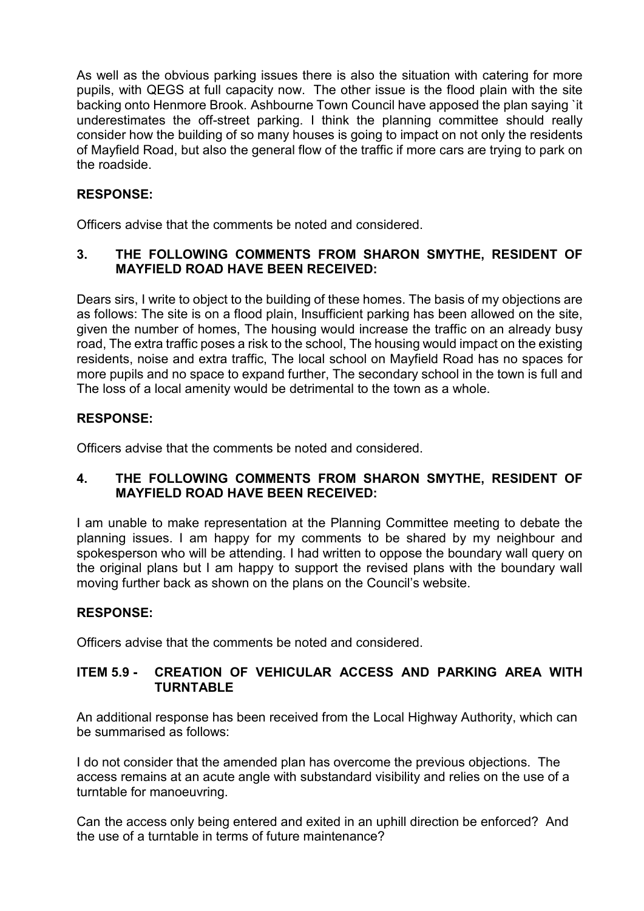As well as the obvious parking issues there is also the situation with catering for more pupils, with QEGS at full capacity now. The other issue is the flood plain with the site backing onto Henmore Brook. Ashbourne Town Council have apposed the plan saying `it underestimates the off-street parking. I think the planning committee should really consider how the building of so many houses is going to impact on not only the residents of Mayfield Road, but also the general flow of the traffic if more cars are trying to park on the roadside.

**RESPONSE:**

Officers advise that the comments be noted and considered.

**3. THE FOLLOWING COMMENTS FROM SHARON SMYTHE, RESIDENT OF MAYFIELD ROAD HAVE BEEN RECEIVED:**

Dears sirs, I write to object to the building of these homes. The basis of my objections are as follows: The site is on a flood plain, Insufficient parking has been allowed on the site, given the number of homes, The housing would increase the traffic on an already busy road, The extra traffic poses a risk to the school, The housing would impact on the existing residents, noise and extra traffic, The local school on Mayfield Road has no spaces for more pupils and no space to expand further, The secondary school in the town is full and The loss of a local amenity would be detrimental to the town as a whole.

**RESPONSE:**

Officers advise that the comments be noted and considered.

**4. THE FOLLOWING COMMENTS FROM SHARON SMYTHE, RESIDENT OF MAYFIELD ROAD HAVE BEEN RECEIVED:**

I am unable to make representation at the Planning Committee meeting to debate the planning issues. I am happy for my comments to be shared by my neighbour and spokesperson who will be attending. I had written to oppose the boundary wall query on the original plans but I am happy to support the revised plans with the boundary wall moving further back as shown on the plans on the Council's website.

**RESPONSE:**

Officers advise that the comments be noted and considered.

**ITEM 5.9 - CREATION OF VEHICULAR ACCESS AND PARKING AREA WITH TURNTABLE**

An additional response has been received from the Local Highway Authority, which can be summarised as follows:

I do not consider that the amended plan has overcome the previous objections. The access remains at an acute angle with substandard visibility and relies on the use of a turntable for manoeuvring.

Can the access only being entered and exited in an uphill direction be enforced? And the use of a turntable in terms of future maintenance?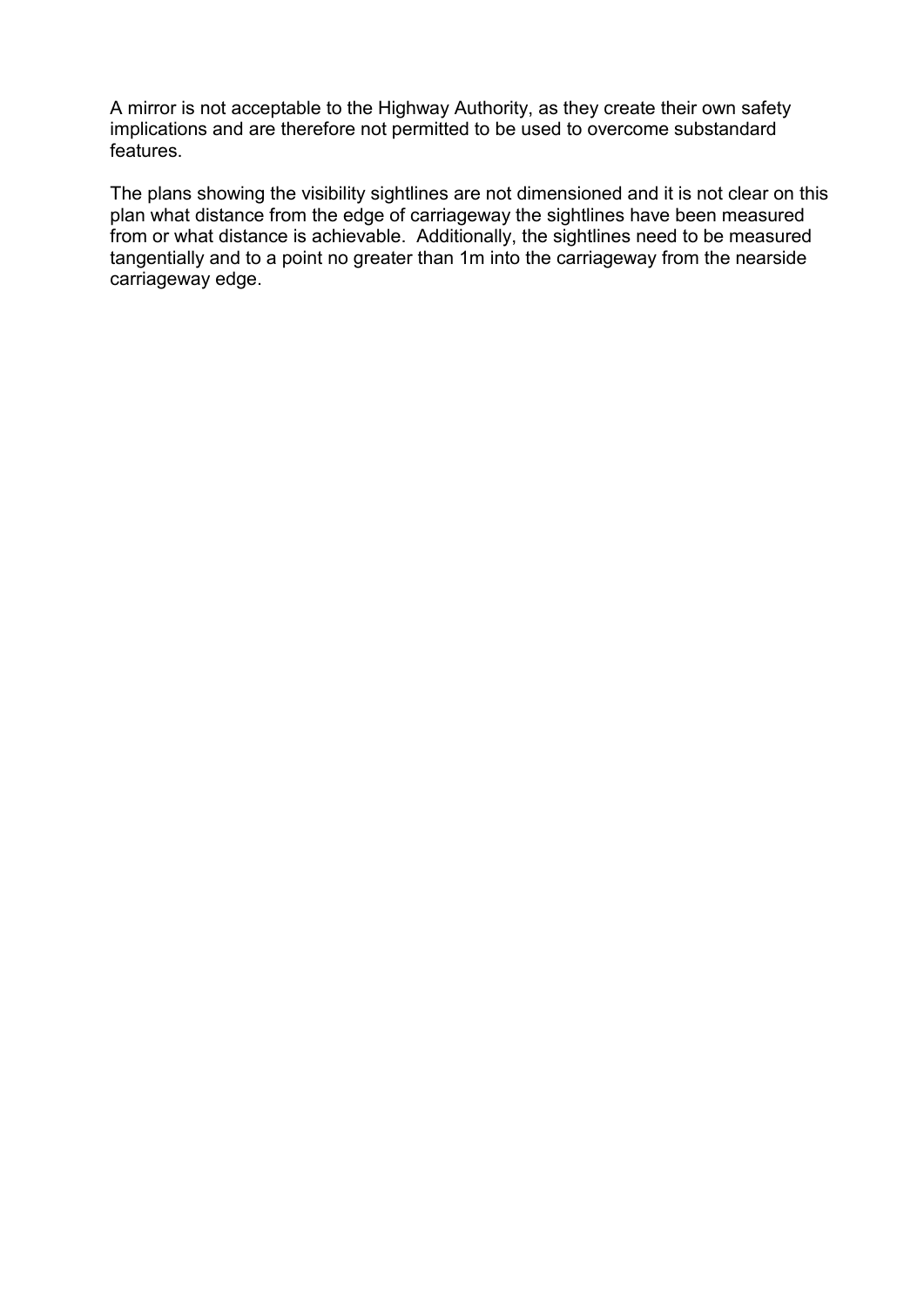A mirror is not acceptable to the Highway Authority, as they create their own safety implications and are therefore not permitted to be used to overcome substandard features.

The plans showing the visibility sightlines are not dimensioned and it is not clear on this plan what distance from the edge of carriageway the sightlines have been measured from or what distance is achievable. Additionally, the sightlines need to be measured tangentially and to a point no greater than 1m into the carriageway from the nearside carriageway edge.